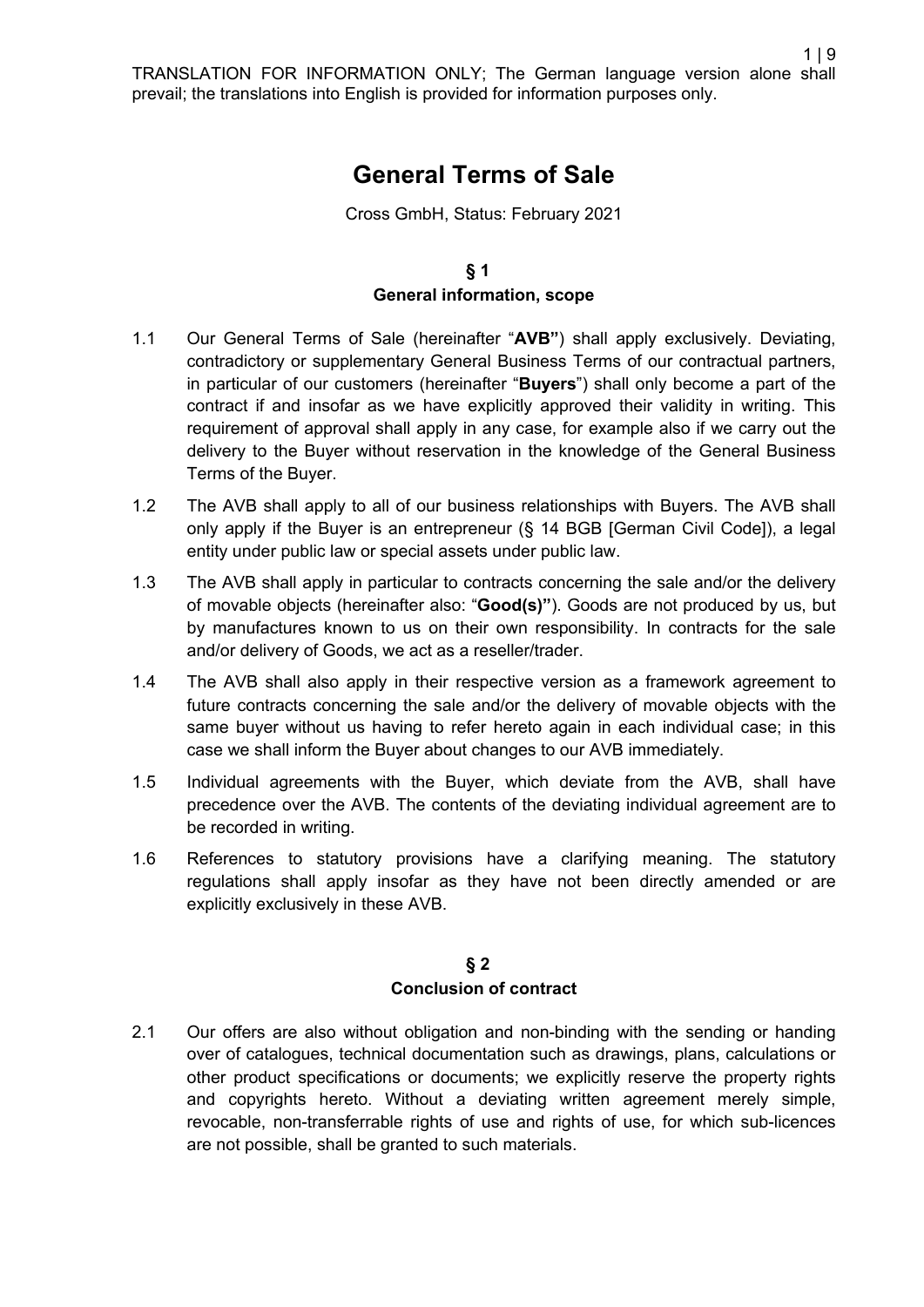TRANSLATION FOR INFORMATION ONLY; The German language version alone shall prevail; the translations into English is provided for information purposes only.

# General Terms of Sale

Cross GmbH, Status: February 2021

## § 1
## General information, scope

1.1 Our General Terms of Sale (hereinafter "**AVB"**) shall apply exclusively. Deviating, contradictory or supplementary General Business Terms of our contractual partners, in particular of our customers (hereinafter "**Buyers**") shall only become a part of the contract if and insofar as we have explicitly approved their validity in writing. This requirement of approval shall apply in any case, for example also if we carry out the delivery to the Buyer without reservation in the knowledge of the General Business Terms of the Buyer.

1.2 The AVB shall apply to all of our business relationships with Buyers. The AVB shall only apply if the Buyer is an entrepreneur (§ 14 BGB [German Civil Code]), a legal entity under public law or special assets under public law.

1.3 The AVB shall apply in particular to contracts concerning the sale and/or the delivery of movable objects (hereinafter also: "**Good(s)"**). Goods are not produced by us, but by manufactures known to us on their own responsibility. In contracts for the sale and/or delivery of Goods, we act as a reseller/trader.

1.4 The AVB shall also apply in their respective version as a framework agreement to future contracts concerning the sale and/or the delivery of movable objects with the same buyer without us having to refer hereto again in each individual case; in this case we shall inform the Buyer about changes to our AVB immediately.

1.5 Individual agreements with the Buyer, which deviate from the AVB, shall have precedence over the AVB. The contents of the deviating individual agreement are to be recorded in writing.

1.6 References to statutory provisions have a clarifying meaning. The statutory regulations shall apply insofar as they have not been directly amended or are explicitly exclusively in these AVB.

## § 2
## Conclusion of contract

2.1 Our offers are also without obligation and non-binding with the sending or handing over of catalogues, technical documentation such as drawings, plans, calculations or other product specifications or documents; we explicitly reserve the property rights and copyrights hereto. Without a deviating written agreement merely simple, revocable, non-transferrable rights of use and rights of use, for which sub-licences are not possible, shall be granted to such materials.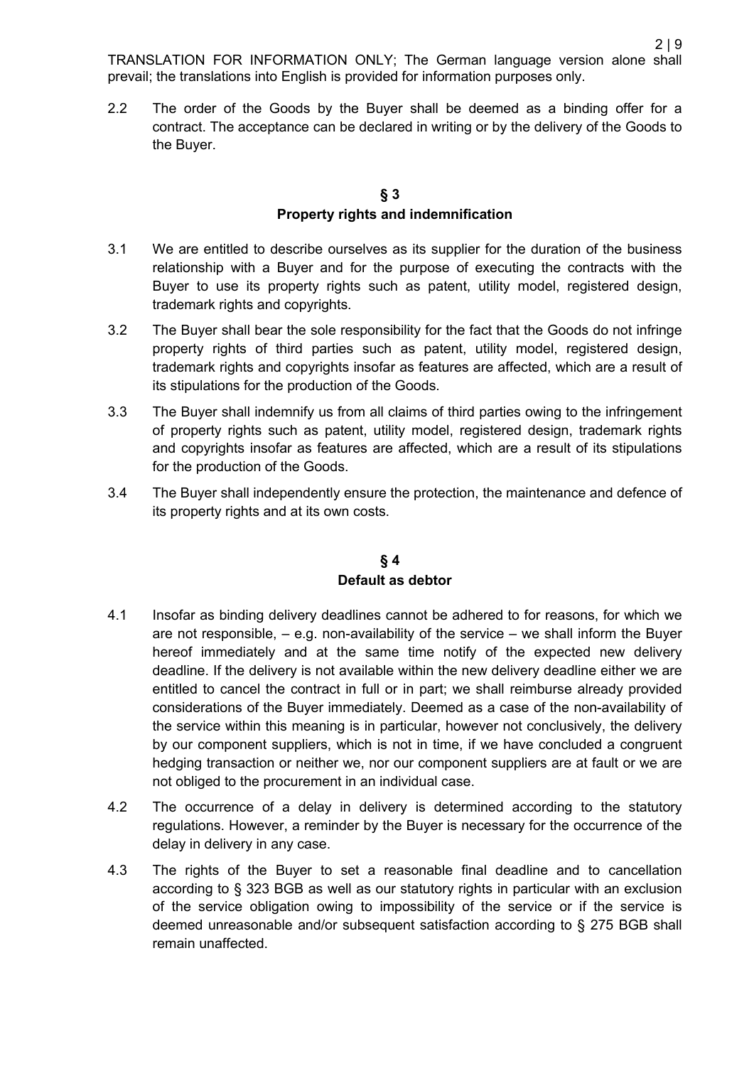TRANSLATION FOR INFORMATION ONLY; The German language version alone shall prevail; the translations into English is provided for information purposes only.

2.2 The order of the Goods by the Buyer shall be deemed as a binding offer for a contract. The acceptance can be declared in writing or by the delivery of the Goods to the Buyer.

## § 3
## Property rights and indemnification

3.1 We are entitled to describe ourselves as its supplier for the duration of the business relationship with a Buyer and for the purpose of executing the contracts with the Buyer to use its property rights such as patent, utility model, registered design, trademark rights and copyrights.

3.2 The Buyer shall bear the sole responsibility for the fact that the Goods do not infringe property rights of third parties such as patent, utility model, registered design, trademark rights and copyrights insofar as features are affected, which are a result of its stipulations for the production of the Goods.

3.3 The Buyer shall indemnify us from all claims of third parties owing to the infringement of property rights such as patent, utility model, registered design, trademark rights and copyrights insofar as features are affected, which are a result of its stipulations for the production of the Goods.

3.4 The Buyer shall independently ensure the protection, the maintenance and defence of its property rights and at its own costs.

## § 4
## Default as debtor

4.1 Insofar as binding delivery deadlines cannot be adhered to for reasons, for which we are not responsible, – e.g. non-availability of the service – we shall inform the Buyer hereof immediately and at the same time notify of the expected new delivery deadline. If the delivery is not available within the new delivery deadline either we are entitled to cancel the contract in full or in part; we shall reimburse already provided considerations of the Buyer immediately. Deemed as a case of the non-availability of the service within this meaning is in particular, however not conclusively, the delivery by our component suppliers, which is not in time, if we have concluded a congruent hedging transaction or neither we, nor our component suppliers are at fault or we are not obliged to the procurement in an individual case.

4.2 The occurrence of a delay in delivery is determined according to the statutory regulations. However, a reminder by the Buyer is necessary for the occurrence of the delay in delivery in any case.

4.3 The rights of the Buyer to set a reasonable final deadline and to cancellation according to § 323 BGB as well as our statutory rights in particular with an exclusion of the service obligation owing to impossibility of the service or if the service is deemed unreasonable and/or subsequent satisfaction according to § 275 BGB shall remain unaffected.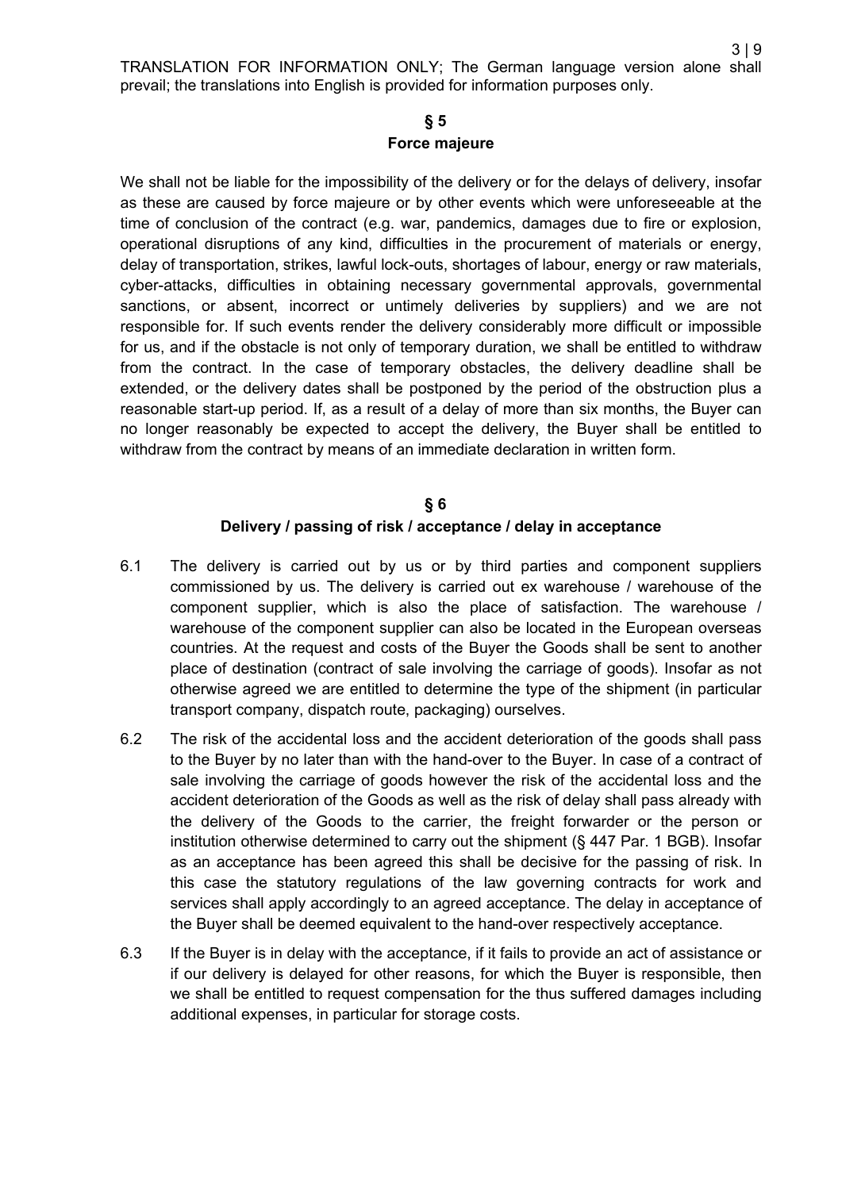TRANSLATION FOR INFORMATION ONLY; The German language version alone shall prevail; the translations into English is provided for information purposes only.

## § 5
## Force majeure

We shall not be liable for the impossibility of the delivery or for the delays of delivery, insofar as these are caused by force majeure or by other events which were unforeseeable at the time of conclusion of the contract (e.g. war, pandemics, damages due to fire or explosion, operational disruptions of any kind, difficulties in the procurement of materials or energy, delay of transportation, strikes, lawful lock-outs, shortages of labour, energy or raw materials, cyber-attacks, difficulties in obtaining necessary governmental approvals, governmental sanctions, or absent, incorrect or untimely deliveries by suppliers) and we are not responsible for. If such events render the delivery considerably more difficult or impossible for us, and if the obstacle is not only of temporary duration, we shall be entitled to withdraw from the contract. In the case of temporary obstacles, the delivery deadline shall be extended, or the delivery dates shall be postponed by the period of the obstruction plus a reasonable start-up period. If, as a result of a delay of more than six months, the Buyer can no longer reasonably be expected to accept the delivery, the Buyer shall be entitled to withdraw from the contract by means of an immediate declaration in written form.

## § 6
## Delivery / passing of risk / acceptance / delay in acceptance

6.1 The delivery is carried out by us or by third parties and component suppliers commissioned by us. The delivery is carried out ex warehouse / warehouse of the component supplier, which is also the place of satisfaction. The warehouse / warehouse of the component supplier can also be located in the European overseas countries. At the request and costs of the Buyer the Goods shall be sent to another place of destination (contract of sale involving the carriage of goods). Insofar as not otherwise agreed we are entitled to determine the type of the shipment (in particular transport company, dispatch route, packaging) ourselves.

6.2 The risk of the accidental loss and the accident deterioration of the goods shall pass to the Buyer by no later than with the hand-over to the Buyer. In case of a contract of sale involving the carriage of goods however the risk of the accidental loss and the accident deterioration of the Goods as well as the risk of delay shall pass already with the delivery of the Goods to the carrier, the freight forwarder or the person or institution otherwise determined to carry out the shipment (§ 447 Par. 1 BGB). Insofar as an acceptance has been agreed this shall be decisive for the passing of risk. In this case the statutory regulations of the law governing contracts for work and services shall apply accordingly to an agreed acceptance. The delay in acceptance of the Buyer shall be deemed equivalent to the hand-over respectively acceptance.

6.3 If the Buyer is in delay with the acceptance, if it fails to provide an act of assistance or if our delivery is delayed for other reasons, for which the Buyer is responsible, then we shall be entitled to request compensation for the thus suffered damages including additional expenses, in particular for storage costs.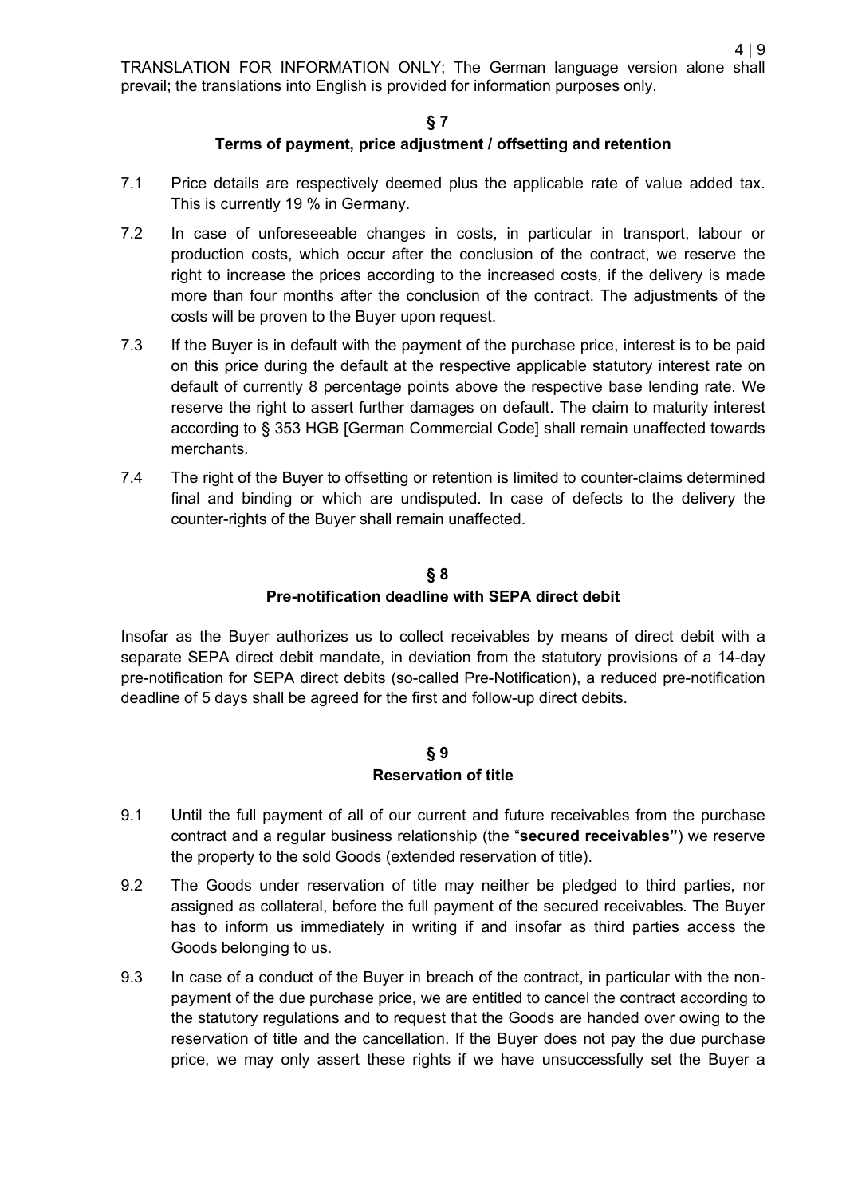TRANSLATION FOR INFORMATION ONLY; The German language version alone shall prevail; the translations into English is provided for information purposes only.

## § 7
## Terms of payment, price adjustment / offsetting and retention

7.1 Price details are respectively deemed plus the applicable rate of value added tax. This is currently 19 % in Germany.

7.2 In case of unforeseeable changes in costs, in particular in transport, labour or production costs, which occur after the conclusion of the contract, we reserve the right to increase the prices according to the increased costs, if the delivery is made more than four months after the conclusion of the contract. The adjustments of the costs will be proven to the Buyer upon request.

7.3 If the Buyer is in default with the payment of the purchase price, interest is to be paid on this price during the default at the respective applicable statutory interest rate on default of currently 8 percentage points above the respective base lending rate. We reserve the right to assert further damages on default. The claim to maturity interest according to § 353 HGB [German Commercial Code] shall remain unaffected towards merchants.

7.4 The right of the Buyer to offsetting or retention is limited to counter-claims determined final and binding or which are undisputed. In case of defects to the delivery the counter-rights of the Buyer shall remain unaffected.

## § 8
## Pre-notification deadline with SEPA direct debit

Insofar as the Buyer authorizes us to collect receivables by means of direct debit with a separate SEPA direct debit mandate, in deviation from the statutory provisions of a 14-day pre-notification for SEPA direct debits (so-called Pre-Notification), a reduced pre-notification deadline of 5 days shall be agreed for the first and follow-up direct debits.

## § 9
## Reservation of title

9.1 Until the full payment of all of our current and future receivables from the purchase contract and a regular business relationship (the "**secured receivables"**) we reserve the property to the sold Goods (extended reservation of title).

9.2 The Goods under reservation of title may neither be pledged to third parties, nor assigned as collateral, before the full payment of the secured receivables. The Buyer has to inform us immediately in writing if and insofar as third parties access the Goods belonging to us.

9.3 In case of a conduct of the Buyer in breach of the contract, in particular with the non-payment of the due purchase price, we are entitled to cancel the contract according to the statutory regulations and to request that the Goods are handed over owing to the reservation of title and the cancellation. If the Buyer does not pay the due purchase price, we may only assert these rights if we have unsuccessfully set the Buyer a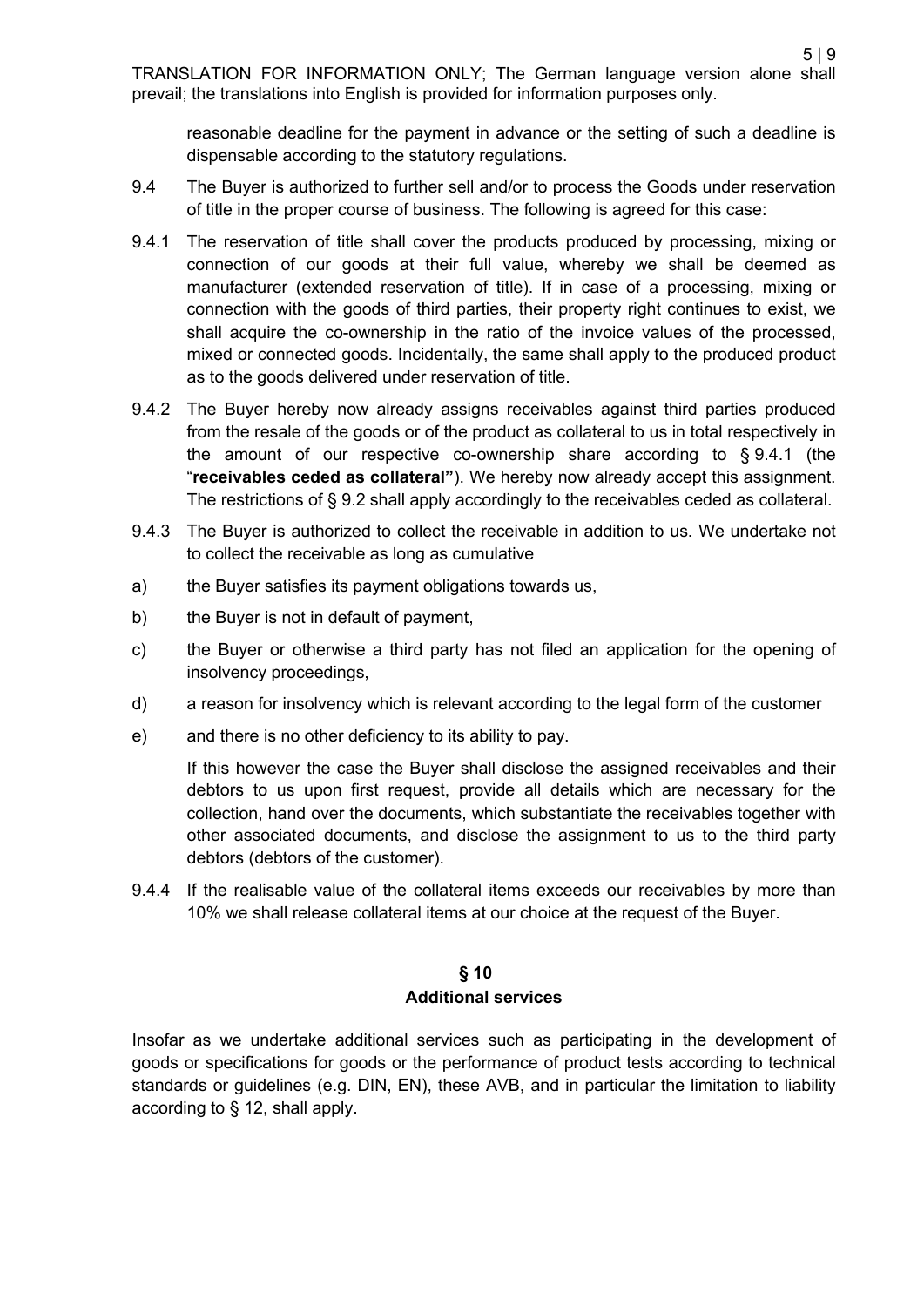TRANSLATION FOR INFORMATION ONLY; The German language version alone shall prevail; the translations into English is provided for information purposes only.

reasonable deadline for the payment in advance or the setting of such a deadline is dispensable according to the statutory regulations.

9.4 The Buyer is authorized to further sell and/or to process the Goods under reservation of title in the proper course of business. The following is agreed for this case:

9.4.1 The reservation of title shall cover the products produced by processing, mixing or connection of our goods at their full value, whereby we shall be deemed as manufacturer (extended reservation of title). If in case of a processing, mixing or connection with the goods of third parties, their property right continues to exist, we shall acquire the co-ownership in the ratio of the invoice values of the processed, mixed or connected goods. Incidentally, the same shall apply to the produced product as to the goods delivered under reservation of title.

9.4.2 The Buyer hereby now already assigns receivables against third parties produced from the resale of the goods or of the product as collateral to us in total respectively in the amount of our respective co-ownership share according to § 9.4.1 (the "**receivables ceded as collateral"**). We hereby now already accept this assignment. The restrictions of § 9.2 shall apply accordingly to the receivables ceded as collateral.

9.4.3 The Buyer is authorized to collect the receivable in addition to us. We undertake not to collect the receivable as long as cumulative

a) the Buyer satisfies its payment obligations towards us,

b) the Buyer is not in default of payment,

c) the Buyer or otherwise a third party has not filed an application for the opening of insolvency proceedings,

d) a reason for insolvency which is relevant according to the legal form of the customer

e) and there is no other deficiency to its ability to pay.

If this however the case the Buyer shall disclose the assigned receivables and their debtors to us upon first request, provide all details which are necessary for the collection, hand over the documents, which substantiate the receivables together with other associated documents, and disclose the assignment to us to the third party debtors (debtors of the customer).

9.4.4 If the realisable value of the collateral items exceeds our receivables by more than 10% we shall release collateral items at our choice at the request of the Buyer.

## § 10
## Additional services

Insofar as we undertake additional services such as participating in the development of goods or specifications for goods or the performance of product tests according to technical standards or guidelines (e.g. DIN, EN), these AVB, and in particular the limitation to liability according to § 12, shall apply.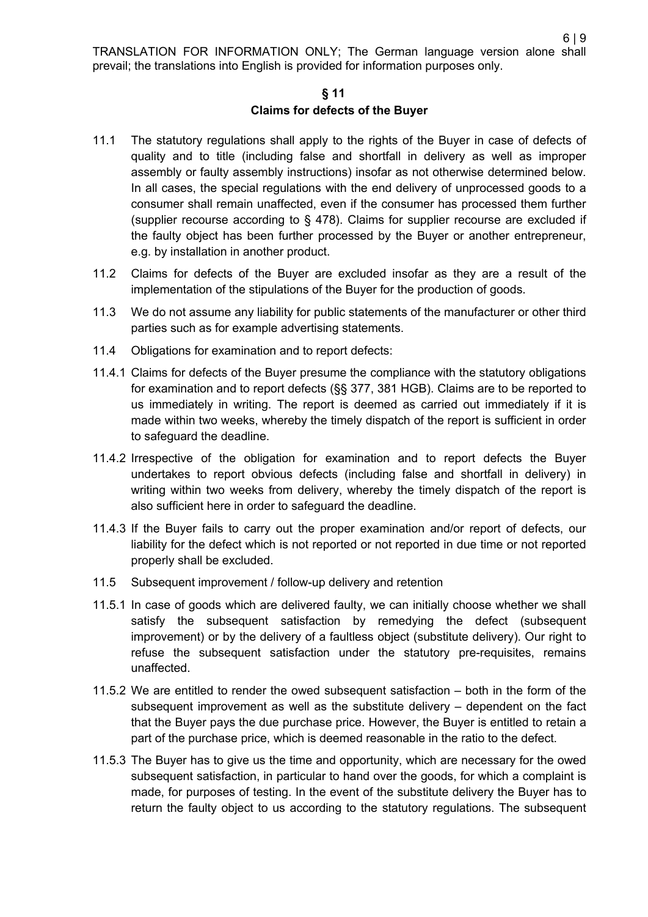TRANSLATION FOR INFORMATION ONLY; The German language version alone shall prevail; the translations into English is provided for information purposes only.

## § 11
## Claims for defects of the Buyer

11.1 The statutory regulations shall apply to the rights of the Buyer in case of defects of quality and to title (including false and shortfall in delivery as well as improper assembly or faulty assembly instructions) insofar as not otherwise determined below. In all cases, the special regulations with the end delivery of unprocessed goods to a consumer shall remain unaffected, even if the consumer has processed them further (supplier recourse according to § 478). Claims for supplier recourse are excluded if the faulty object has been further processed by the Buyer or another entrepreneur, e.g. by installation in another product.

11.2 Claims for defects of the Buyer are excluded insofar as they are a result of the implementation of the stipulations of the Buyer for the production of goods.

11.3 We do not assume any liability for public statements of the manufacturer or other third parties such as for example advertising statements.

11.4 Obligations for examination and to report defects:

11.4.1 Claims for defects of the Buyer presume the compliance with the statutory obligations for examination and to report defects (§§ 377, 381 HGB). Claims are to be reported to us immediately in writing. The report is deemed as carried out immediately if it is made within two weeks, whereby the timely dispatch of the report is sufficient in order to safeguard the deadline.

11.4.2 Irrespective of the obligation for examination and to report defects the Buyer undertakes to report obvious defects (including false and shortfall in delivery) in writing within two weeks from delivery, whereby the timely dispatch of the report is also sufficient here in order to safeguard the deadline.

11.4.3 If the Buyer fails to carry out the proper examination and/or report of defects, our liability for the defect which is not reported or not reported in due time or not reported properly shall be excluded.

11.5 Subsequent improvement / follow-up delivery and retention

11.5.1 In case of goods which are delivered faulty, we can initially choose whether we shall satisfy the subsequent satisfaction by remedying the defect (subsequent improvement) or by the delivery of a faultless object (substitute delivery). Our right to refuse the subsequent satisfaction under the statutory pre-requisites, remains unaffected.

11.5.2 We are entitled to render the owed subsequent satisfaction – both in the form of the subsequent improvement as well as the substitute delivery – dependent on the fact that the Buyer pays the due purchase price. However, the Buyer is entitled to retain a part of the purchase price, which is deemed reasonable in the ratio to the defect.

11.5.3 The Buyer has to give us the time and opportunity, which are necessary for the owed subsequent satisfaction, in particular to hand over the goods, for which a complaint is made, for purposes of testing. In the event of the substitute delivery the Buyer has to return the faulty object to us according to the statutory regulations. The subsequent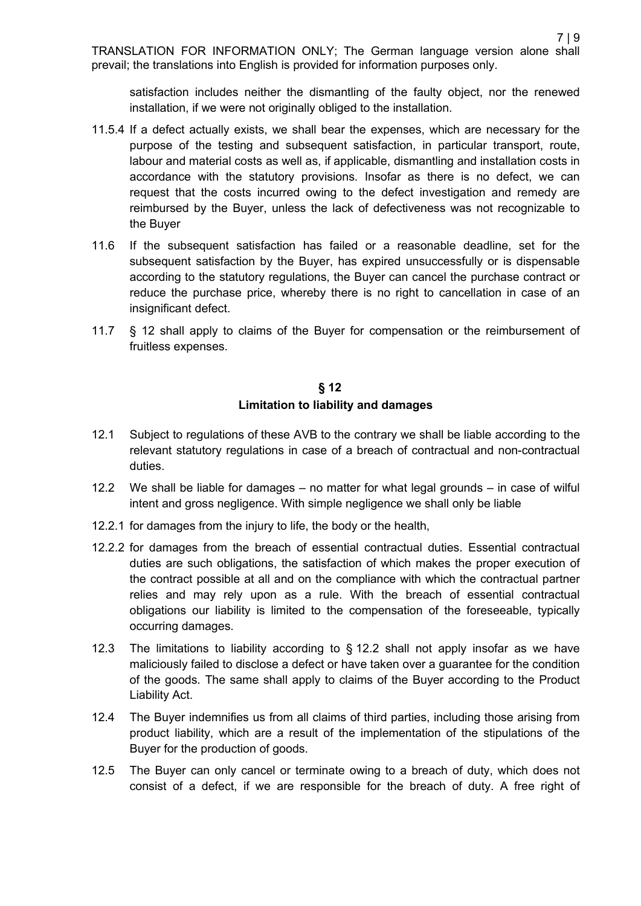TRANSLATION FOR INFORMATION ONLY; The German language version alone shall prevail; the translations into English is provided for information purposes only.

satisfaction includes neither the dismantling of the faulty object, nor the renewed installation, if we were not originally obliged to the installation.

11.5.4 If a defect actually exists, we shall bear the expenses, which are necessary for the purpose of the testing and subsequent satisfaction, in particular transport, route, labour and material costs as well as, if applicable, dismantling and installation costs in accordance with the statutory provisions. Insofar as there is no defect, we can request that the costs incurred owing to the defect investigation and remedy are reimbursed by the Buyer, unless the lack of defectiveness was not recognizable to the Buyer

11.6 If the subsequent satisfaction has failed or a reasonable deadline, set for the subsequent satisfaction by the Buyer, has expired unsuccessfully or is dispensable according to the statutory regulations, the Buyer can cancel the purchase contract or reduce the purchase price, whereby there is no right to cancellation in case of an insignificant defect.

11.7 § 12 shall apply to claims of the Buyer for compensation or the reimbursement of fruitless expenses.

## § 12
## Limitation to liability and damages

12.1 Subject to regulations of these AVB to the contrary we shall be liable according to the relevant statutory regulations in case of a breach of contractual and non-contractual duties.

12.2 We shall be liable for damages – no matter for what legal grounds – in case of wilful intent and gross negligence. With simple negligence we shall only be liable

12.2.1 for damages from the injury to life, the body or the health,

12.2.2 for damages from the breach of essential contractual duties. Essential contractual duties are such obligations, the satisfaction of which makes the proper execution of the contract possible at all and on the compliance with which the contractual partner relies and may rely upon as a rule. With the breach of essential contractual obligations our liability is limited to the compensation of the foreseeable, typically occurring damages.

12.3 The limitations to liability according to § 12.2 shall not apply insofar as we have maliciously failed to disclose a defect or have taken over a guarantee for the condition of the goods. The same shall apply to claims of the Buyer according to the Product Liability Act.

12.4 The Buyer indemnifies us from all claims of third parties, including those arising from product liability, which are a result of the implementation of the stipulations of the Buyer for the production of goods.

12.5 The Buyer can only cancel or terminate owing to a breach of duty, which does not consist of a defect, if we are responsible for the breach of duty. A free right of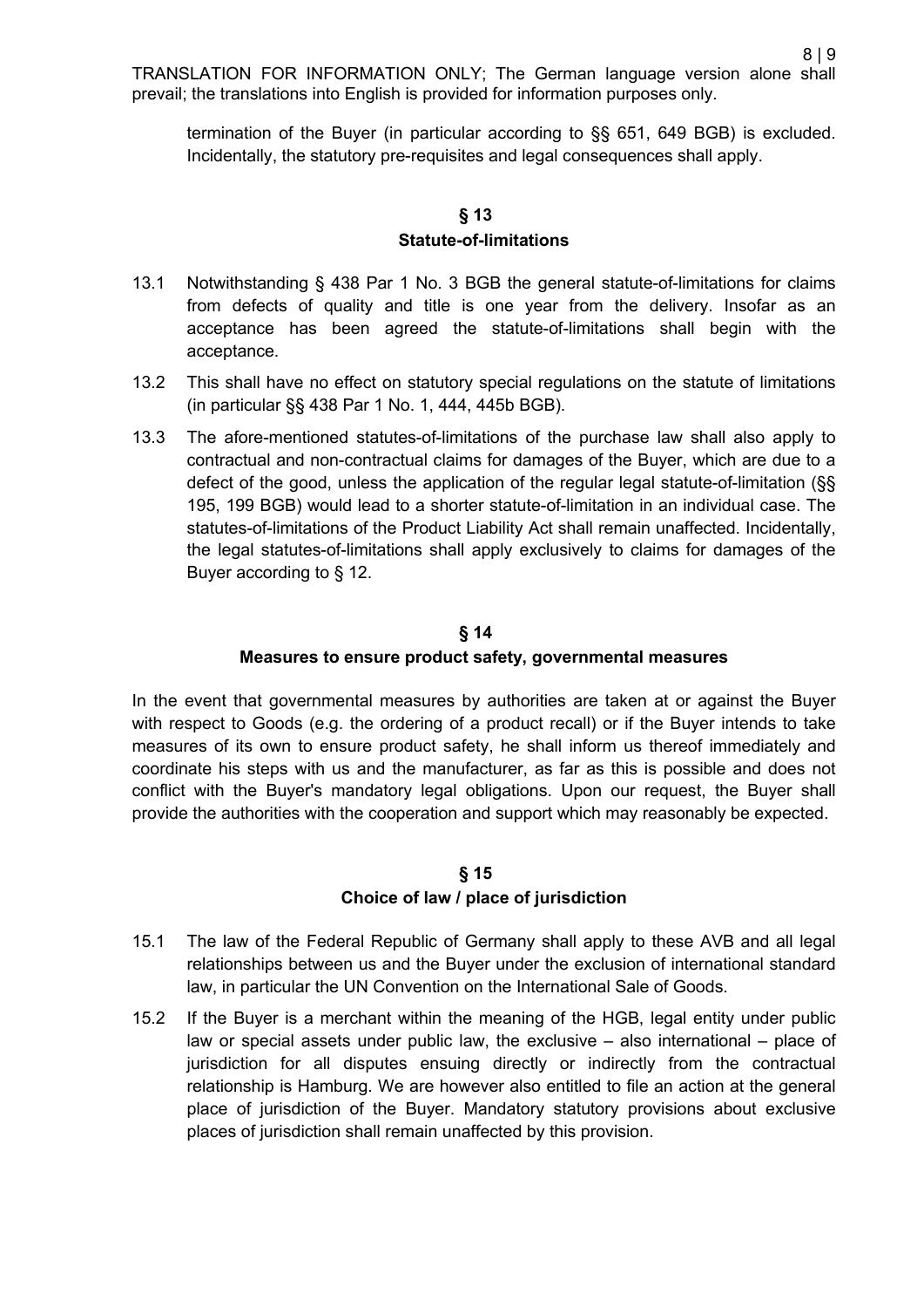TRANSLATION FOR INFORMATION ONLY; The German language version alone shall prevail; the translations into English is provided for information purposes only.

termination of the Buyer (in particular according to §§ 651, 649 BGB) is excluded. Incidentally, the statutory pre-requisites and legal consequences shall apply.

## § 13
## Statute-of-limitations

13.1 Notwithstanding § 438 Par 1 No. 3 BGB the general statute-of-limitations for claims from defects of quality and title is one year from the delivery. Insofar as an acceptance has been agreed the statute-of-limitations shall begin with the acceptance.

13.2 This shall have no effect on statutory special regulations on the statute of limitations (in particular §§ 438 Par 1 No. 1, 444, 445b BGB).

13.3 The afore-mentioned statutes-of-limitations of the purchase law shall also apply to contractual and non-contractual claims for damages of the Buyer, which are due to a defect of the good, unless the application of the regular legal statute-of-limitation (§§ 195, 199 BGB) would lead to a shorter statute-of-limitation in an individual case. The statutes-of-limitations of the Product Liability Act shall remain unaffected. Incidentally, the legal statutes-of-limitations shall apply exclusively to claims for damages of the Buyer according to § 12.

## § 14
## Measures to ensure product safety, governmental measures

In the event that governmental measures by authorities are taken at or against the Buyer with respect to Goods (e.g. the ordering of a product recall) or if the Buyer intends to take measures of its own to ensure product safety, he shall inform us thereof immediately and coordinate his steps with us and the manufacturer, as far as this is possible and does not conflict with the Buyer's mandatory legal obligations. Upon our request, the Buyer shall provide the authorities with the cooperation and support which may reasonably be expected.

## § 15
## Choice of law / place of jurisdiction

15.1 The law of the Federal Republic of Germany shall apply to these AVB and all legal relationships between us and the Buyer under the exclusion of international standard law, in particular the UN Convention on the International Sale of Goods.

15.2 If the Buyer is a merchant within the meaning of the HGB, legal entity under public law or special assets under public law, the exclusive – also international – place of jurisdiction for all disputes ensuing directly or indirectly from the contractual relationship is Hamburg. We are however also entitled to file an action at the general place of jurisdiction of the Buyer. Mandatory statutory provisions about exclusive places of jurisdiction shall remain unaffected by this provision.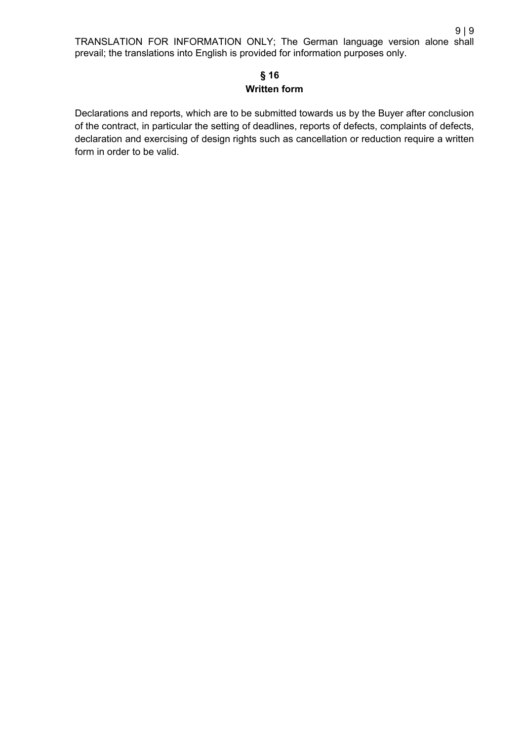TRANSLATION FOR INFORMATION ONLY; The German language version alone shall prevail; the translations into English is provided for information purposes only.

## § 16
## Written form

Declarations and reports, which are to be submitted towards us by the Buyer after conclusion of the contract, in particular the setting of deadlines, reports of defects, complaints of defects, declaration and exercising of design rights such as cancellation or reduction require a written form in order to be valid.